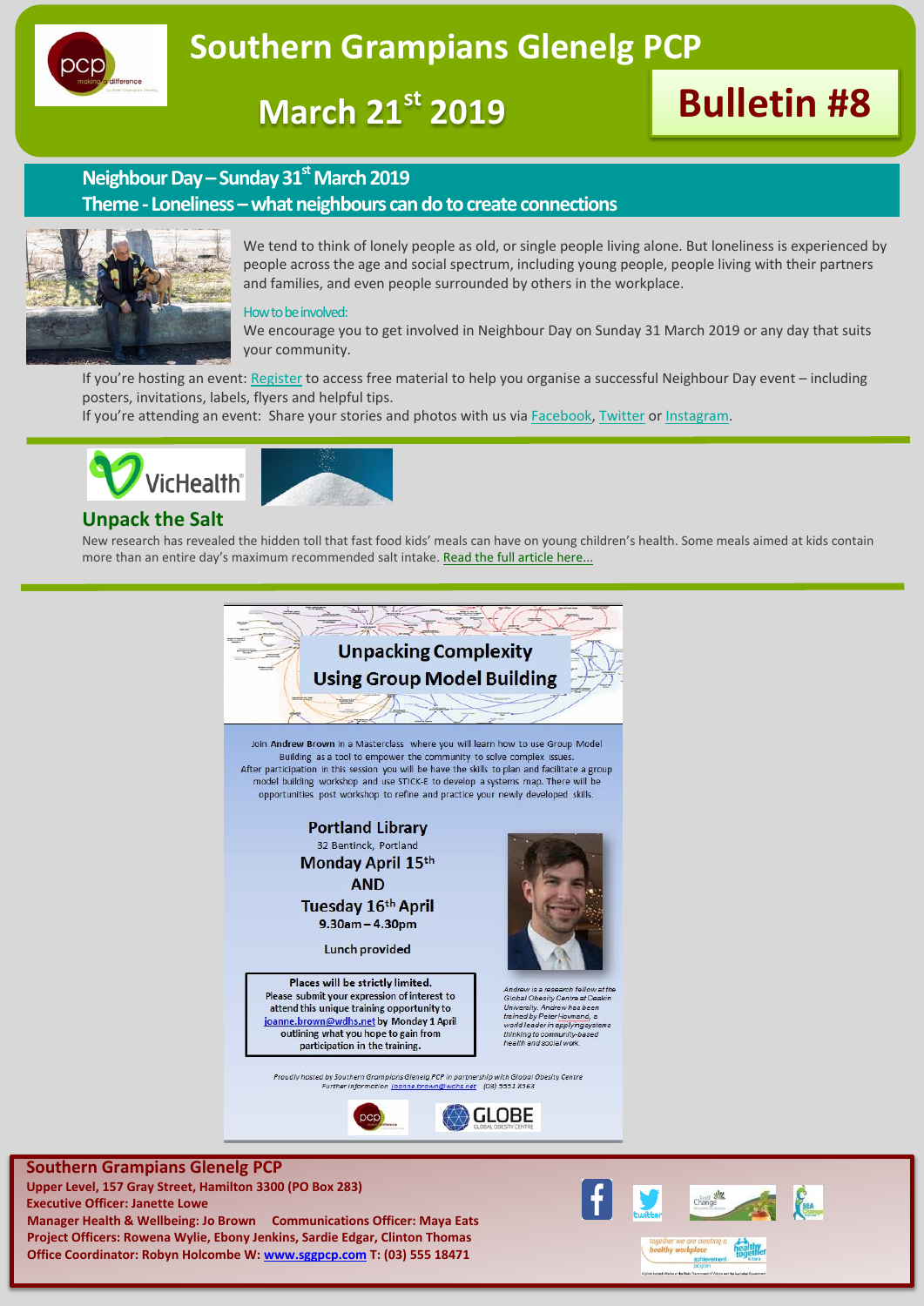# Southern Grampians Glenelg PCP

## March 21st 2019

## Bulletin #8

## Neighbour Day – Sunday 31st March 2019

### Theme - Loneliness – what neighbours can do to create connections

We tend to think of lonely people as old, or single people living alone. But loneliness is experienced by people across the age and social spectrum, including young people, people living with their partners and families, and even people surrounded by others in the workplace.

How to be involved:

We encourage you to get involved in Neighbour Day on Sunday 31 March 2019 or any day that suits your community.

If you're hosting an event: Register to access free material to help you organise a successful Neighbour Day event – including posters, invitations, labels, flyers and helpful tips.

If you're attending an event: Share your stories and photos with us via Facebook, Twitter or Instagram.

VicHealth

## Unpack the Salt

New research has revealed the hidden toll that fast food kids' meals can have on young children's health. Some meals aimed at kids contain more than an entire day's maximum recommended salt intake. Read the full article here...

## Unpacking Complexity Using Group Model Building

Join **Andrew Brown** in a Masterclass where you will learn how to use Group Model Building as a tool to empower the community to solve complex issues. After participation in this session you will be have the skills to plan and facilitate a group model building workshop and use STICK-E to develop a systems map. There will be opportunities post workshop to refine and practice your newly developed skills.

**Portland Library**
32 Bentinck, Portland
**Monday April 15th**
**AND**
**Tuesday 16th April**
**9.30am – 4.30pm**

**Lunch provided**

*Andrew is a research fellow at the Global Obesity Centre at Deakin University. Andrew has been trained by Peter Hovmand, a world leader in applying systems thinking to community-based health and social work.*

**Places will be strictly limited.**
Please submit your expression of interest to attend this unique training opportunity to joanne.brown@wdhs.net by Monday 1 April outlining what you hope to gain from participation in the training.

*Proudly hosted by Southern Grampians Glenelg PCP in partnership with Global Obesity Centre*
*Further information joanne.brown@wdhs.net (03) 5551 8563*

GLOBE Global Obesity Centre

**Southern Grampians Glenelg PCP**
**Upper Level, 157 Gray Street, Hamilton 3300 (PO Box 283)**
**Executive Officer: Janette Lowe**
**Manager Health & Wellbeing: Jo Brown Communications Officer: Maya Eats**
**Project Officers: Rowena Wylie, Ebony Jenkins, Sardie Edgar, Clinton Thomas**
**Office Coordinator: Robyn Holcombe W: www.sggpcp.com T: (03) 555 18471**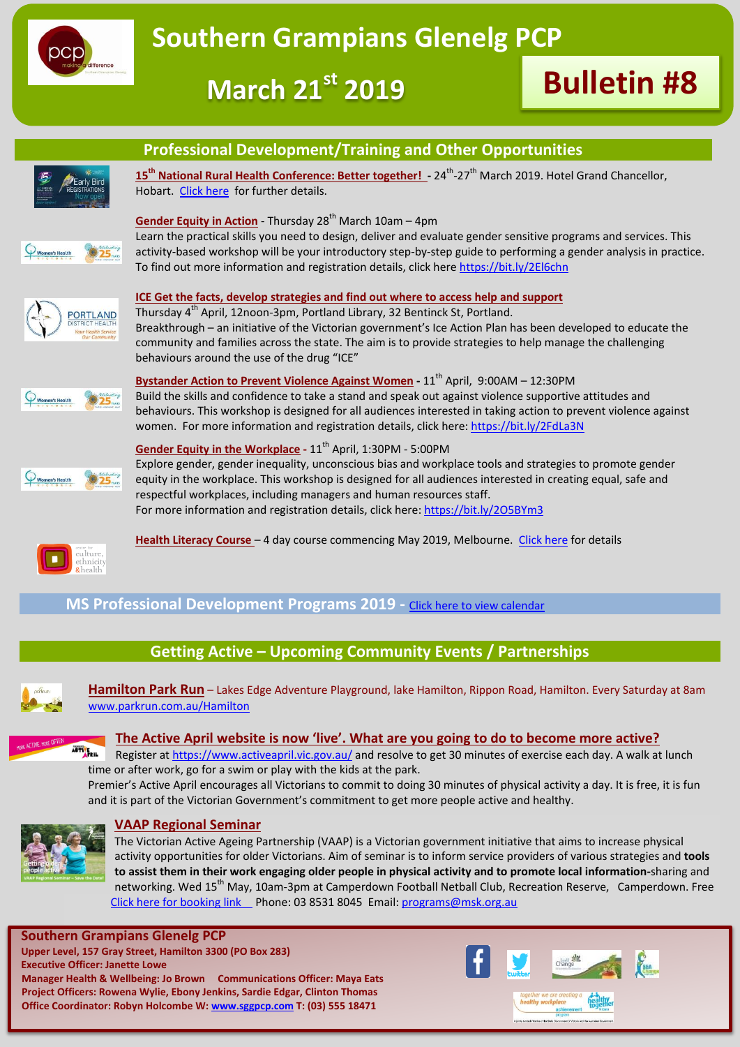# Southern Grampians Glenelg PCP

## March 21st 2019

## Bulletin #8

## Professional Development/Training and Other Opportunities

**15th National Rural Health Conference: Better together!** - 24th-27th March 2019. Hotel Grand Chancellor, Hobart. Click here for further details.

**Gender Equity in Action** - Thursday 28th March 10am – 4pm
Learn the practical skills you need to design, deliver and evaluate gender sensitive programs and services. This activity-based workshop will be your introductory step-by-step guide to performing a gender analysis in practice. To find out more information and registration details, click here https://bit.ly/2El6chn

**ICE Get the facts, develop strategies and find out where to access help and support**
Thursday 4th April, 12noon-3pm, Portland Library, 32 Bentinck St, Portland.
Breakthrough – an initiative of the Victorian government's Ice Action Plan has been developed to educate the community and families across the state. The aim is to provide strategies to help manage the challenging behaviours around the use of the drug "ICE"

**Bystander Action to Prevent Violence Against Women** - 11th April, 9:00AM – 12:30PM
Build the skills and confidence to take a stand and speak out against violence supportive attitudes and behaviours. This workshop is designed for all audiences interested in taking action to prevent violence against women. For more information and registration details, click here: https://bit.ly/2FdLa3N

**Gender Equity in the Workplace** - 11th April, 1:30PM - 5:00PM
Explore gender, gender inequality, unconscious bias and workplace tools and strategies to promote gender equity in the workplace. This workshop is designed for all audiences interested in creating equal, safe and respectful workplaces, including managers and human resources staff.
For more information and registration details, click here: https://bit.ly/2O5BYm3

**Health Literacy Course** – 4 day course commencing May 2019, Melbourne. Click here for details

## MS Professional Development Programs 2019 - Click here to view calendar

## Getting Active – Upcoming Community Events / Partnerships

**Hamilton Park Run** – Lakes Edge Adventure Playground, lake Hamilton, Rippon Road, Hamilton. Every Saturday at 8am
www.parkrun.com.au/Hamilton

**The Active April website is now 'live'. What are you going to do to become more active?**
Register at https://www.activeapril.vic.gov.au/ and resolve to get 30 minutes of exercise each day. A walk at lunch time or after work, go for a swim or play with the kids at the park.
Premier's Active April encourages all Victorians to commit to doing 30 minutes of physical activity a day. It is free, it is fun and it is part of the Victorian Government's commitment to get more people active and healthy.

**VAAP Regional Seminar**
The Victorian Active Ageing Partnership (VAAP) is a Victorian government initiative that aims to increase physical activity opportunities for older Victorians. Aim of seminar is to inform service providers of various strategies and **tools to assist them in their work engaging older people in physical activity and to promote local information-**sharing and networking. Wed 15th May, 10am-3pm at Camperdown Football Netball Club, Recreation Reserve, Camperdown. Free
Click here for booking link Phone: 03 8531 8045 Email: programs@msk.org.au

---

**Southern Grampians Glenelg PCP**
**Upper Level, 157 Gray Street, Hamilton 3300 (PO Box 283)**
**Executive Officer: Janette Lowe**
**Manager Health & Wellbeing: Jo Brown Communications Officer: Maya Eats**
**Project Officers: Rowena Wylie, Ebony Jenkins, Sardie Edgar, Clinton Thomas**
**Office Coordinator: Robyn Holcombe W: www.sggpcp.com T: (03) 555 18471**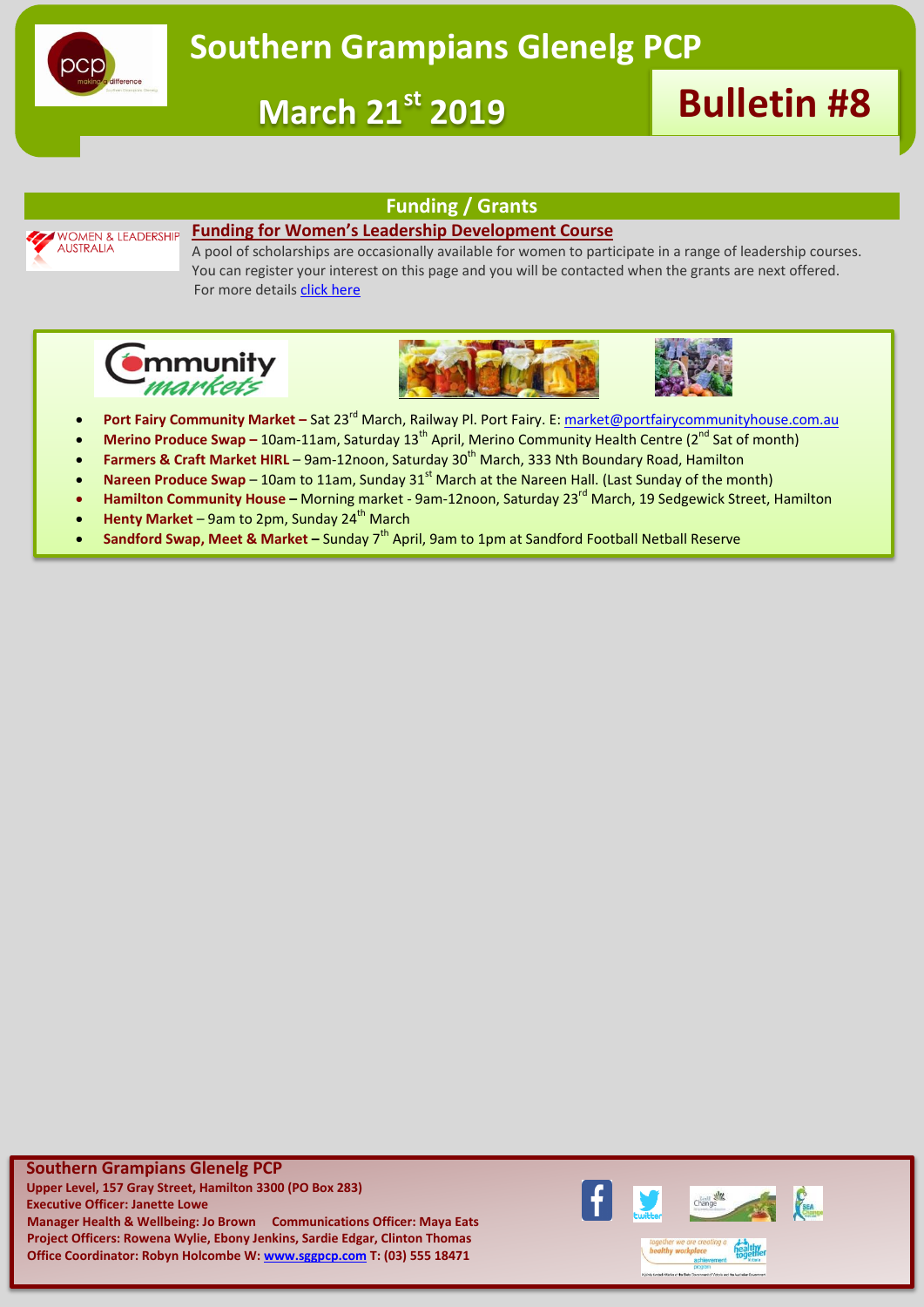# Southern Grampians Glenelg PCP

## March 21st 2019

## Bulletin #8

## Funding / Grants

### Funding for Women's Leadership Development Course

A pool of scholarships are occasionally available for women to participate in a range of leadership courses. You can register your interest on this page and you will be contacted when the grants are next offered.
For more details click here

## Community markets

- **Port Fairy Community Market –** Sat 23rd March, Railway Pl. Port Fairy. E: market@portfairycommunityhouse.com.au
- **Merino Produce Swap –** 10am-11am, Saturday 13th April, Merino Community Health Centre (2nd Sat of month)
- **Farmers & Craft Market HIRL** – 9am-12noon, Saturday 30th March, 333 Nth Boundary Road, Hamilton
- **Nareen Produce Swap** – 10am to 11am, Sunday 31st March at the Nareen Hall. (Last Sunday of the month)
- **Hamilton Community House –** Morning market - 9am-12noon, Saturday 23rd March, 19 Sedgewick Street, Hamilton
- **Henty Market** – 9am to 2pm, Sunday 24th March
- **Sandford Swap, Meet & Market –** Sunday 7th April, 9am to 1pm at Sandford Football Netball Reserve

**Southern Grampians Glenelg PCP**
**Upper Level, 157 Gray Street, Hamilton 3300 (PO Box 283)**
**Executive Officer: Janette Lowe**
**Manager Health & Wellbeing: Jo Brown     Communications Officer: Maya Eats**
**Project Officers: Rowena Wylie, Ebony Jenkins, Sardie Edgar, Clinton Thomas**
**Office Coordinator: Robyn Holcombe W: www.sggpcp.com T: (03) 555 18471**